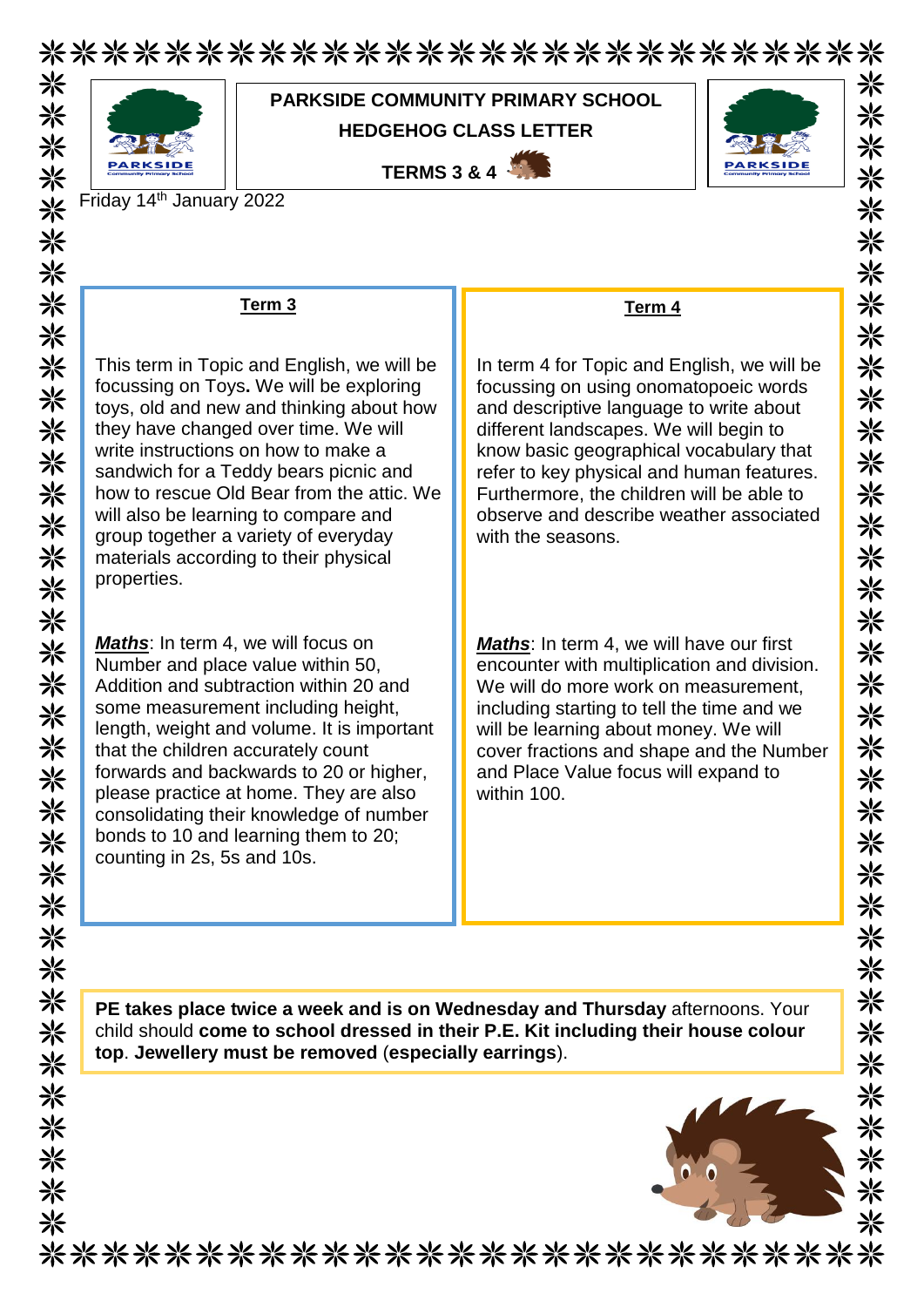# PARKSIDE COMMUNITY PRIMARY SCHOOL

## HEDGEHOG CLASS LETTER

## TERMS 3 & 4

Friday 14th January 2022

### Term 3

This term in Topic and English, we will be focussing on Toys**.** We will be exploring toys, old and new and thinking about how they have changed over time. We will write instructions on how to make a sandwich for a Teddy bears picnic and how to rescue Old Bear from the attic. We will also be learning to compare and group together a variety of everyday materials according to their physical properties.

***Maths***: In term 4, we will focus on Number and place value within 50, Addition and subtraction within 20 and some measurement including height, length, weight and volume. It is important that the children accurately count forwards and backwards to 20 or higher, please practice at home. They are also consolidating their knowledge of number bonds to 10 and learning them to 20; counting in 2s, 5s and 10s.

### Term 4

In term 4 for Topic and English, we will be focussing on using onomatopoeic words and descriptive language to write about different landscapes. We will begin to know basic geographical vocabulary that refer to key physical and human features. Furthermore, the children will be able to observe and describe weather associated with the seasons.

***Maths***: In term 4, we will have our first encounter with multiplication and division. We will do more work on measurement, including starting to tell the time and we will be learning about money. We will cover fractions and shape and the Number and Place Value focus will expand to within 100.

**PE takes place twice a week and is on Wednesday and Thursday** afternoons. Your child should **come to school dressed in their P.E. Kit including their house colour top**. **Jewellery must be removed** (**especially earrings**).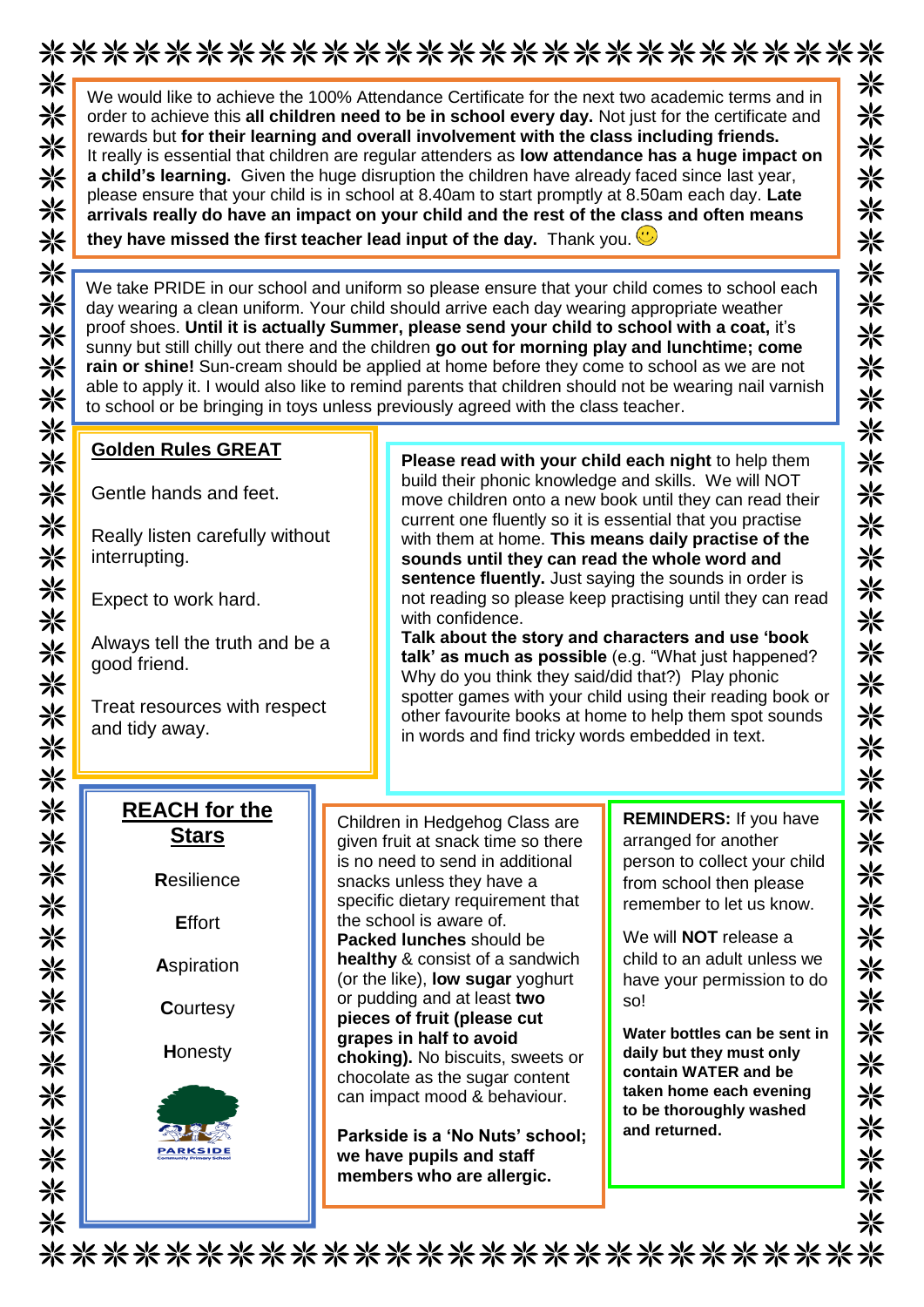We would like to achieve the 100% Attendance Certificate for the next two academic terms and in order to achieve this **all children need to be in school every day.** Not just for the certificate and rewards but **for their learning and overall involvement with the class including friends.** It really is essential that children are regular attenders as **low attendance has a huge impact on a child's learning.** Given the huge disruption the children have already faced since last year, please ensure that your child is in school at 8.40am to start promptly at 8.50am each day. **Late arrivals really do have an impact on your child and the rest of the class and often means they have missed the first teacher lead input of the day.** Thank you. ☺

We take PRIDE in our school and uniform so please ensure that your child comes to school each day wearing a clean uniform. Your child should arrive each day wearing appropriate weather proof shoes. **Until it is actually Summer, please send your child to school with a coat,** it's sunny but still chilly out there and the children **go out for morning play and lunchtime; come rain or shine!** Sun-cream should be applied at home before they come to school as we are not able to apply it. I would also like to remind parents that children should not be wearing nail varnish to school or be bringing in toys unless previously agreed with the class teacher.

## Golden Rules GREAT

Gentle hands and feet.

Really listen carefully without interrupting.

Expect to work hard.

Always tell the truth and be a good friend.

Treat resources with respect and tidy away.

**Please read with your child each night** to help them build their phonic knowledge and skills. We will NOT move children onto a new book until they can read their current one fluently so it is essential that you practise with them at home. **This means daily practise of the sounds until they can read the whole word and sentence fluently.** Just saying the sounds in order is not reading so please keep practising until they can read with confidence.
**Talk about the story and characters and use 'book talk' as much as possible** (e.g. "What just happened? Why do you think they said/did that?) Play phonic spotter games with your child using their reading book or other favourite books at home to help them spot sounds in words and find tricky words embedded in text.

## REACH for the Stars

**R**esilience

**E**ffort

**A**spiration

**C**ourtesy

**H**onesty

PARKSIDE Community Primary School

Children in Hedgehog Class are given fruit at snack time so there is no need to send in additional snacks unless they have a specific dietary requirement that the school is aware of.
**Packed lunches** should be **healthy** & consist of a sandwich (or the like), **low sugar** yoghurt or pudding and at least **two pieces of fruit (please cut grapes in half to avoid choking).** No biscuits, sweets or chocolate as the sugar content can impact mood & behaviour.

**Parkside is a 'No Nuts' school; we have pupils and staff members who are allergic.**

**REMINDERS:** If you have arranged for another person to collect your child from school then please remember to let us know.

We will **NOT** release a child to an adult unless we have your permission to do so!

**Water bottles can be sent in daily but they must only contain WATER and be taken home each evening to be thoroughly washed and returned.**